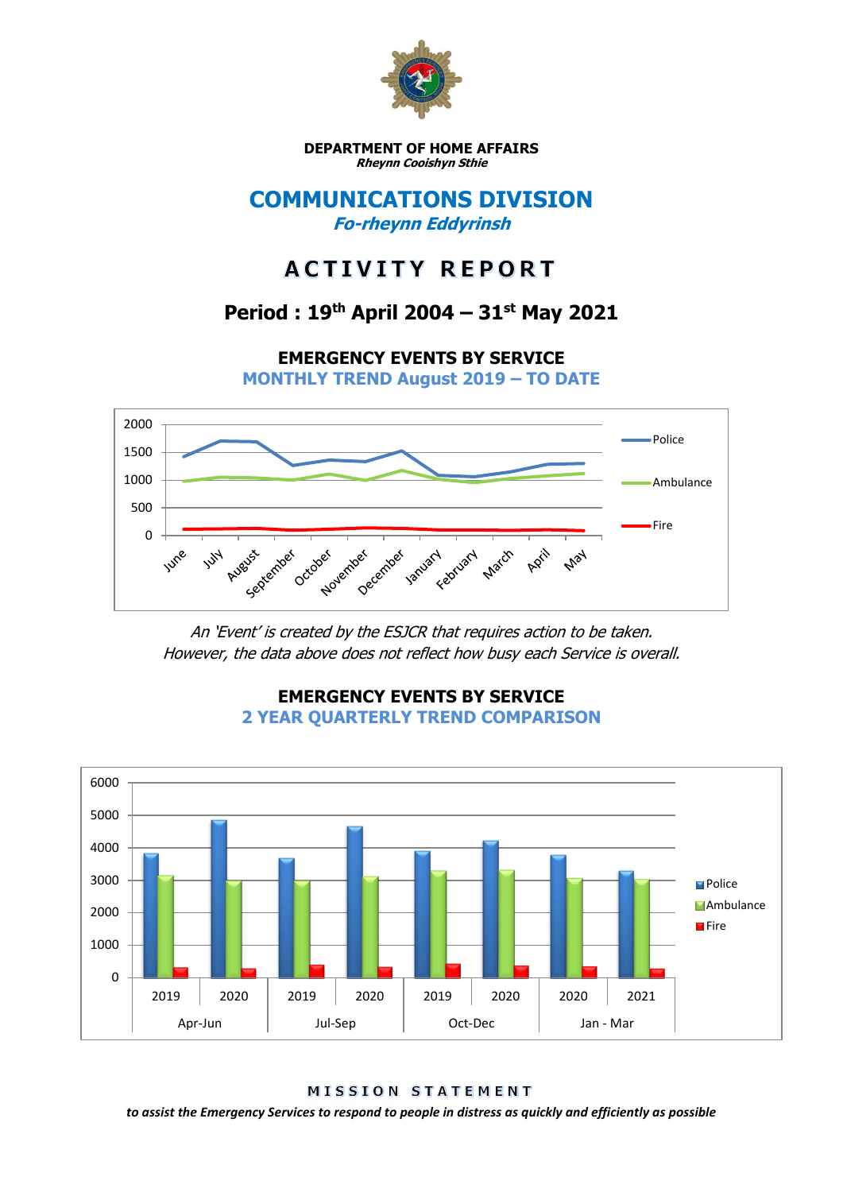**DEPARTMENT OF HOME AFFAIRS**
***Rheynn Cooishyn Sthie***

# COMMUNICATIONS DIVISION

***Fo-rheynn Eddyrinsh***

# ACTIVITY REPORT

## Period : 19th April 2004 – 31st May 2021

### EMERGENCY EVENTS BY SERVICE

**MONTHLY TREND August 2019 – TO DATE**

*An 'Event' is created by the ESJCR that requires action to be taken. However, the data above does not reflect how busy each Service is overall.*

### EMERGENCY EVENTS BY SERVICE

**2 YEAR QUARTERLY TREND COMPARISON**

**MISSION STATEMENT**

***to assist the Emergency Services to respond to people in distress as quickly and efficiently as possible***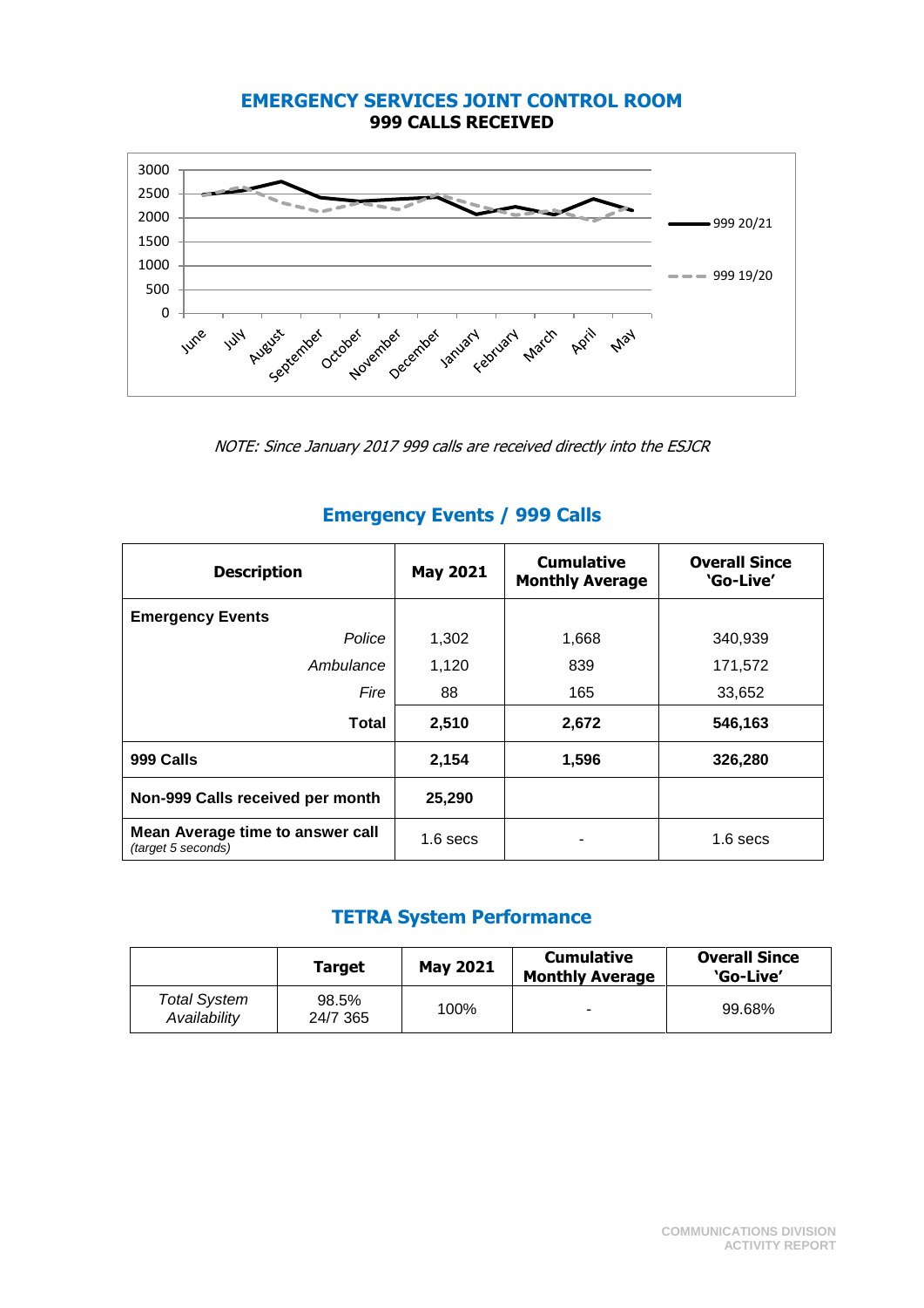# EMERGENCY SERVICES JOINT CONTROL ROOM
## 999 CALLS RECEIVED

3000
2500
2000
1500
1000
500
0

June
July
August
September
October
November
December
January
February
March
April
May

999 20/21
999 19/20

*NOTE: Since January 2017 999 calls are received directly into the ESJCR*

## Emergency Events / 999 Calls

| Description | May 2021 | Cumulative Monthly Average | Overall Since 'Go-Live' |
|---|---|---|---|
| **Emergency Events** | | | |
| *Police* | 1,302 | 1,668 | 340,939 |
| *Ambulance* | 1,120 | 839 | 171,572 |
| *Fire* | 88 | 165 | 33,652 |
| **Total** | **2,510** | **2,672** | **546,163** |
| **999 Calls** | **2,154** | **1,596** | **326,280** |
| **Non-999 Calls received per month** | **25,290** | | |
| **Mean Average time to answer call** *(target 5 seconds)* | 1.6 secs | - | 1.6 secs |

## TETRA System Performance

| | Target | May 2021 | Cumulative Monthly Average | Overall Since 'Go-Live' |
|---|---|---|---|---|
| *Total System Availability* | 98.5% 24/7 365 | 100% | - | 99.68% |